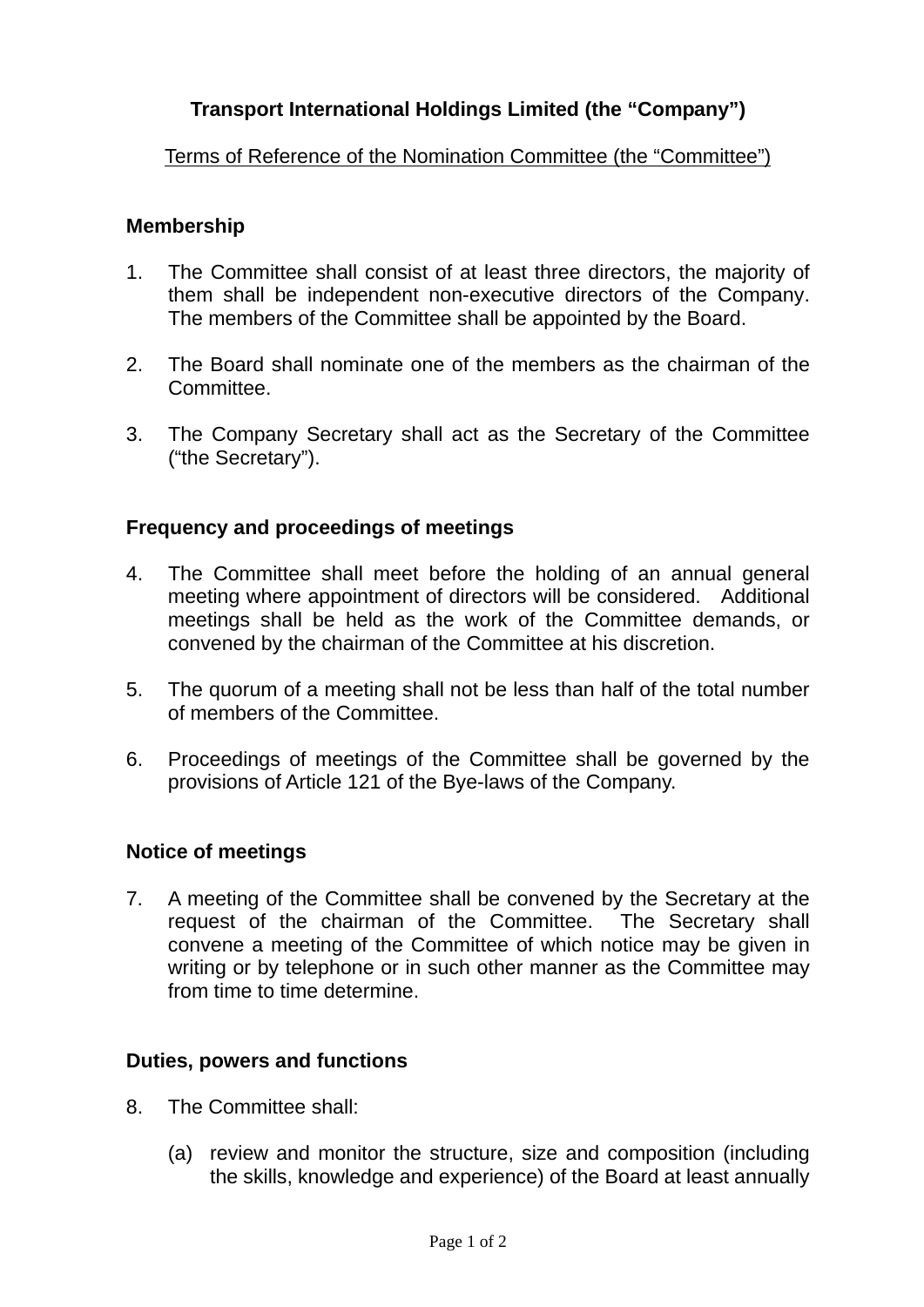# Transport International Holdings Limited (the "Company")

Terms of Reference of the Nomination Committee (the "Committee")

## Membership

1. The Committee shall consist of at least three directors, the majority of them shall be independent non-executive directors of the Company. The members of the Committee shall be appointed by the Board.

2. The Board shall nominate one of the members as the chairman of the Committee.

3. The Company Secretary shall act as the Secretary of the Committee ("the Secretary").

## Frequency and proceedings of meetings

4. The Committee shall meet before the holding of an annual general meeting where appointment of directors will be considered. Additional meetings shall be held as the work of the Committee demands, or convened by the chairman of the Committee at his discretion.

5. The quorum of a meeting shall not be less than half of the total number of members of the Committee.

6. Proceedings of meetings of the Committee shall be governed by the provisions of Article 121 of the Bye-laws of the Company.

## Notice of meetings

7. A meeting of the Committee shall be convened by the Secretary at the request of the chairman of the Committee. The Secretary shall convene a meeting of the Committee of which notice may be given in writing or by telephone or in such other manner as the Committee may from time to time determine.

## Duties, powers and functions

8. The Committee shall:

   (a) review and monitor the structure, size and composition (including the skills, knowledge and experience) of the Board at least annually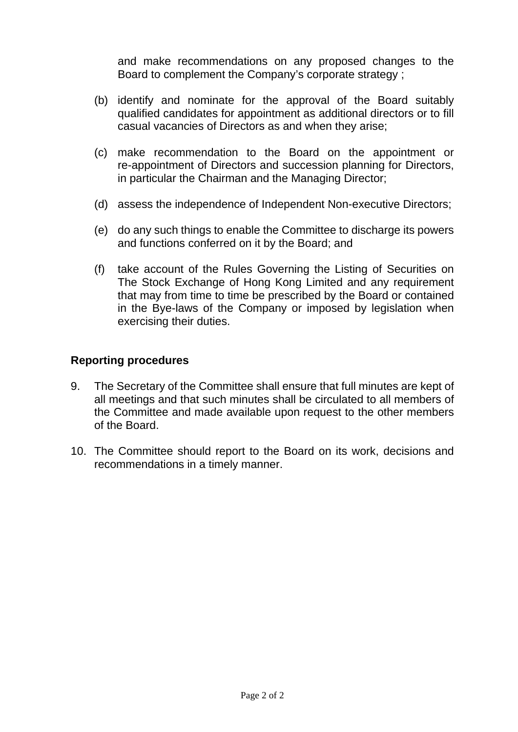and make recommendations on any proposed changes to the Board to complement the Company's corporate strategy ;

(b) identify and nominate for the approval of the Board suitably qualified candidates for appointment as additional directors or to fill casual vacancies of Directors as and when they arise;

(c) make recommendation to the Board on the appointment or re-appointment of Directors and succession planning for Directors, in particular the Chairman and the Managing Director;

(d) assess the independence of Independent Non-executive Directors;

(e) do any such things to enable the Committee to discharge its powers and functions conferred on it by the Board; and

(f) take account of the Rules Governing the Listing of Securities on The Stock Exchange of Hong Kong Limited and any requirement that may from time to time be prescribed by the Board or contained in the Bye-laws of the Company or imposed by legislation when exercising their duties.

**Reporting procedures**

9. The Secretary of the Committee shall ensure that full minutes are kept of all meetings and that such minutes shall be circulated to all members of the Committee and made available upon request to the other members of the Board.

10. The Committee should report to the Board on its work, decisions and recommendations in a timely manner.